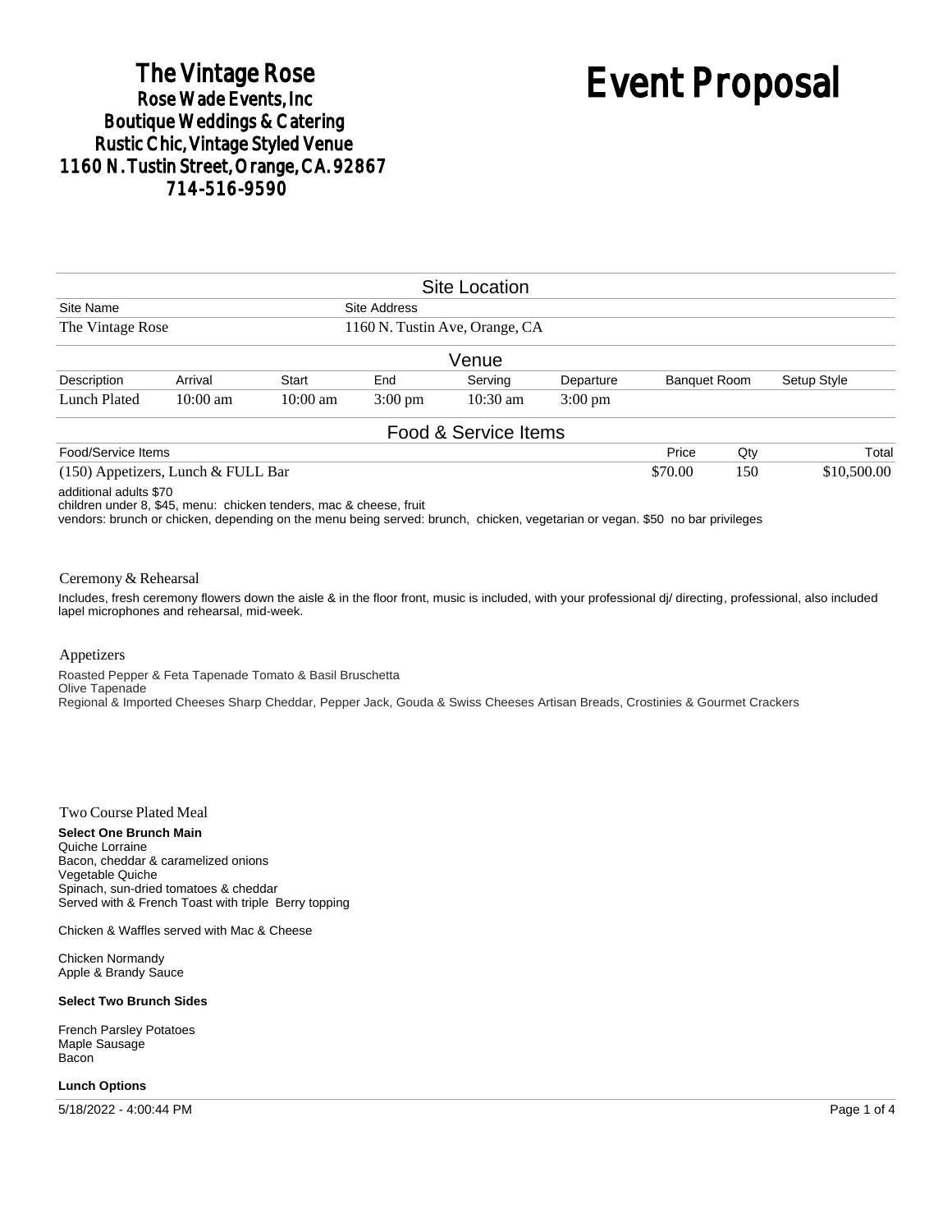# The Vintage Rose
## Rose Wade Events, Inc
## Boutique Weddings & Catering
## Rustic Chic, Vintage Styled Venue
## 1160 N. Tustin Street, Orange, CA. 92867
## 714-516-9590

# Event Proposal

## Site Location

| Site Name | Site Address |
|---|---|
| The Vintage Rose | 1160 N. Tustin Ave, Orange, CA |

## Venue

| Description | Arrival | Start | End | Serving | Departure | Banquet Room | Setup Style |
|---|---|---|---|---|---|---|---|
| Lunch Plated | 10:00 am | 10:00 am | 3:00 pm | 10:30 am | 3:00 pm | | |

## Food & Service Items

| Food/Service Items | Price | Qty | Total |
|---|---|---|---|
| (150) Appetizers, Lunch & FULL Bar | $70.00 | 150 | $10,500.00 |

additional adults $70
children under 8, $45, menu: chicken tenders, mac & cheese, fruit
vendors: brunch or chicken, depending on the menu being served: brunch, chicken, vegetarian or vegan. $50 no bar privileges

### Ceremony & Rehearsal

Includes, fresh ceremony flowers down the aisle & in the floor front, music is included, with your professional dj/ directing, professional, also included lapel microphones and rehearsal, mid-week.

### Appetizers

Roasted Pepper & Feta Tapenade Tomato & Basil Bruschetta
Olive Tapenade
Regional & Imported Cheeses Sharp Cheddar, Pepper Jack, Gouda & Swiss Cheeses Artisan Breads, Crostinies & Gourmet Crackers

### Two Course Plated Meal

**Select One Brunch Main**
Quiche Lorraine
Bacon, cheddar & caramelized onions
Vegetable Quiche
Spinach, sun-dried tomatoes & cheddar
Served with & French Toast with triple Berry topping

Chicken & Waffles served with Mac & Cheese

Chicken Normandy
Apple & Brandy Sauce

**Select Two Brunch Sides**

French Parsley Potatoes
Maple Sausage
Bacon

**Lunch Options**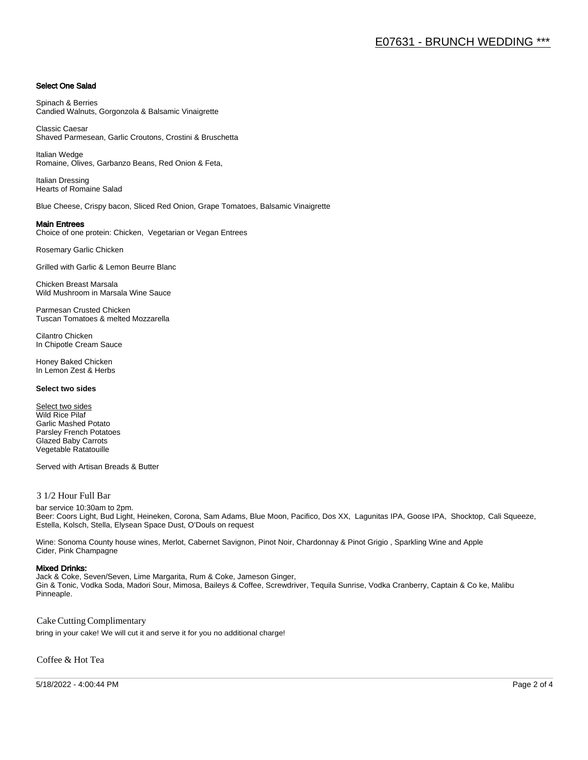**Select One Salad**

Spinach & Berries
Candied Walnuts, Gorgonzola & Balsamic Vinaigrette

Classic Caesar
Shaved Parmesean, Garlic Croutons, Crostini & Bruschetta

Italian Wedge
Romaine, Olives, Garbanzo Beans, Red Onion & Feta,

Italian Dressing
Hearts of Romaine Salad

Blue Cheese, Crispy bacon, Sliced Red Onion, Grape Tomatoes, Balsamic Vinaigrette

**Main Entrees**
Choice of one protein: Chicken, Vegetarian or Vegan Entrees

Rosemary Garlic Chicken

Grilled with Garlic & Lemon Beurre Blanc

Chicken Breast Marsala
Wild Mushroom in Marsala Wine Sauce

Parmesan Crusted Chicken
Tuscan Tomatoes & melted Mozzarella

Cilantro Chicken
In Chipotle Cream Sauce

Honey Baked Chicken
In Lemon Zest & Herbs

**Select two sides**

Select two sides
Wild Rice Pilaf
Garlic Mashed Potato
Parsley French Potatoes
Glazed Baby Carrots
Vegetable Ratatouille

Served with Artisan Breads & Butter

## 3 1/2 Hour Full Bar

bar service 10:30am to 2pm.
Beer: Coors Light, Bud Light, Heineken, Corona, Sam Adams, Blue Moon, Pacifico, Dos XX, Lagunitas IPA, Goose IPA, Shocktop, Cali Squeeze, Estella, Kolsch, Stella, Elysean Space Dust, O'Douls on request

Wine: Sonoma County house wines, Merlot, Cabernet Savignon, Pinot Noir, Chardonnay & Pinot Grigio , Sparkling Wine and Apple Cider, Pink Champagne

**Mixed Drinks:**
Jack & Coke, Seven/Seven, Lime Margarita, Rum & Coke, Jameson Ginger,
Gin & Tonic, Vodka Soda, Madori Sour, Mimosa, Baileys & Coffee, Screwdriver, Tequila Sunrise, Vodka Cranberry, Captain & Co ke, Malibu Pinneaple.

## Cake Cutting Complimentary

bring in your cake! We will cut it and serve it for you no additional charge!

## Coffee & Hot Tea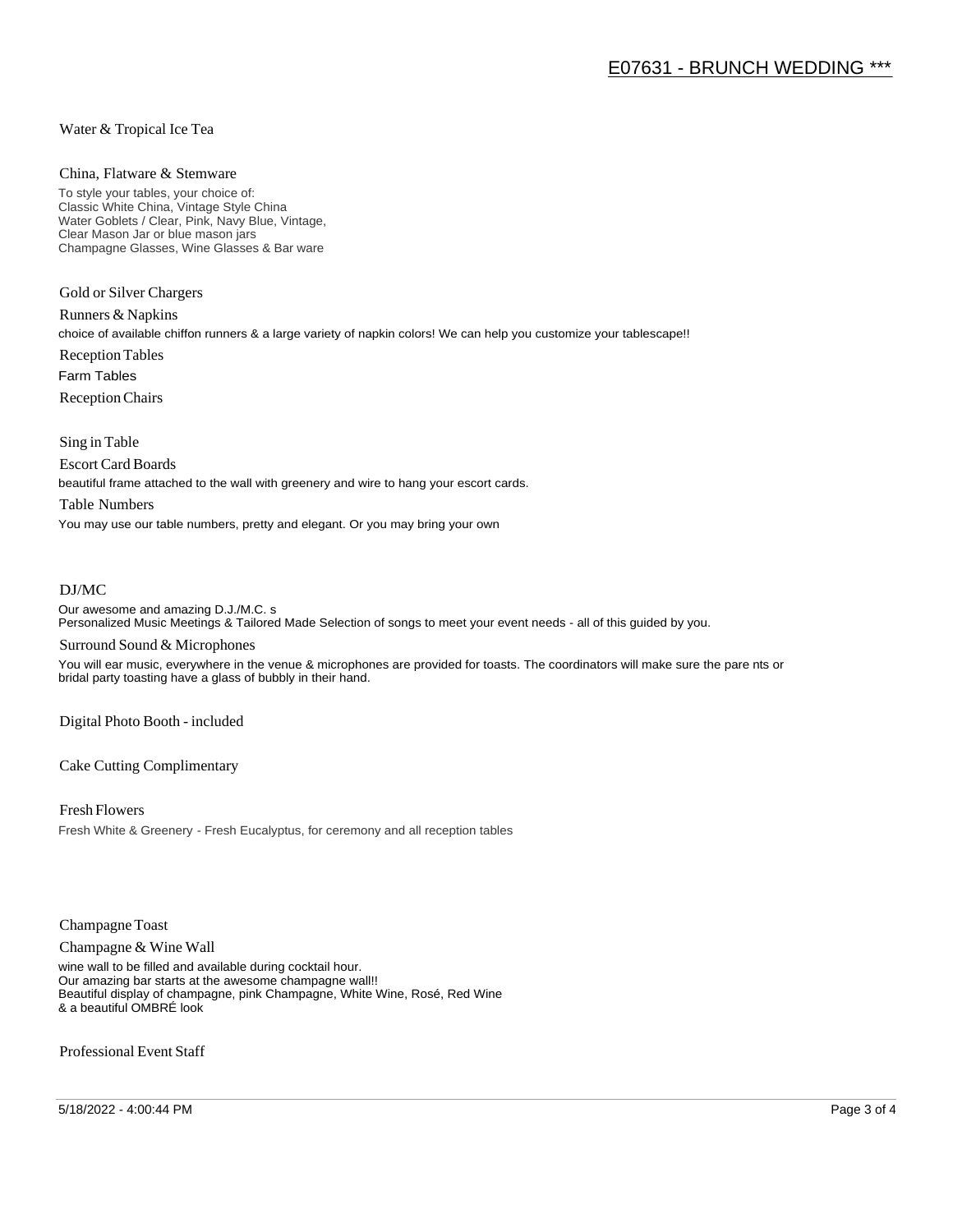Water & Tropical Ice Tea

China, Flatware & Stemware

To style your tables, your choice of:
Classic White China, Vintage Style China
Water Goblets / Clear, Pink, Navy Blue, Vintage,
Clear Mason Jar or blue mason jars
Champagne Glasses, Wine Glasses & Bar ware

Gold or Silver Chargers

Runners & Napkins

choice of available chiffon runners & a large variety of napkin colors! We can help you customize your tablescape!!

Reception Tables

Farm Tables

Reception Chairs

Sing in Table

Escort Card Boards

beautiful frame attached to the wall with greenery and wire to hang your escort cards.

Table Numbers

You may use our table numbers, pretty and elegant. Or you may bring your own

DJ/MC

Our awesome and amazing D.J./M.C. s
Personalized Music Meetings & Tailored Made Selection of songs to meet your event needs - all of this guided by you.

Surround Sound & Microphones

You will ear music, everywhere in the venue & microphones are provided for toasts. The coordinators will make sure the pare nts or bridal party toasting have a glass of bubbly in their hand.

Digital Photo Booth - included

Cake Cutting Complimentary

Fresh Flowers

Fresh White & Greenery - Fresh Eucalyptus, for ceremony and all reception tables

Champagne Toast

Champagne & Wine Wall

wine wall to be filled and available during cocktail hour.
Our amazing bar starts at the awesome champagne wall!!
Beautiful display of champagne, pink Champagne, White Wine, Rosé, Red Wine
& a beautiful OMBRÉ look

Professional Event Staff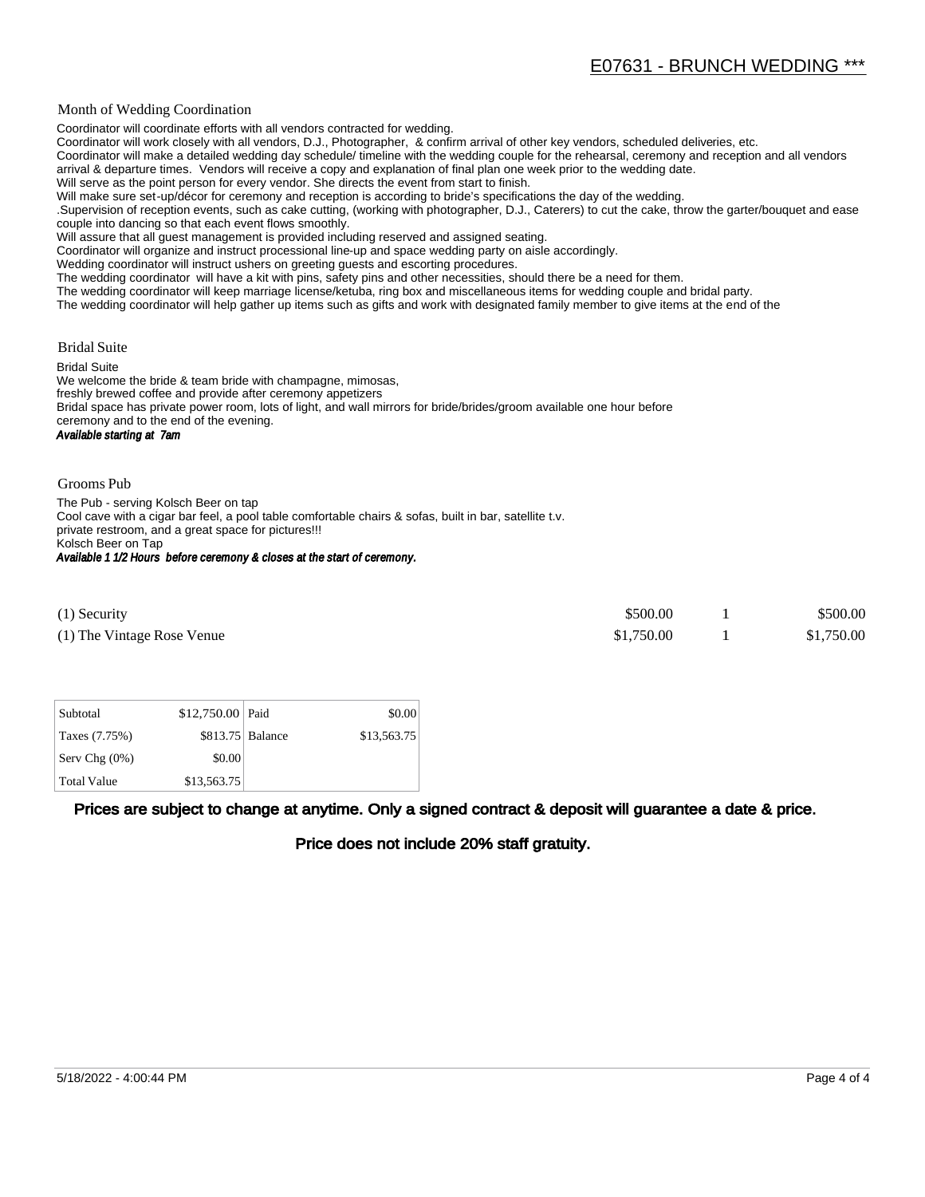# E07631 - BRUNCH WEDDING ***

## Month of Wedding Coordination

Coordinator will coordinate efforts with all vendors contracted for wedding.
Coordinator will work closely with all vendors, D.J., Photographer, & confirm arrival of other key vendors, scheduled deliveries, etc.
Coordinator will make a detailed wedding day schedule/ timeline with the wedding couple for the rehearsal, ceremony and reception and all vendors arrival & departure times. Vendors will receive a copy and explanation of final plan one week prior to the wedding date.
Will serve as the point person for every vendor. She directs the event from start to finish.
Will make sure set-up/décor for ceremony and reception is according to bride's specifications the day of the wedding.
.Supervision of reception events, such as cake cutting, (working with photographer, D.J., Caterers) to cut the cake, throw the garter/bouquet and ease couple into dancing so that each event flows smoothly.
Will assure that all guest management is provided including reserved and assigned seating.
Coordinator will organize and instruct processional line-up and space wedding party on aisle accordingly.
Wedding coordinator will instruct ushers on greeting guests and escorting procedures.
The wedding coordinator will have a kit with pins, safety pins and other necessities, should there be a need for them.
The wedding coordinator will keep marriage license/ketuba, ring box and miscellaneous items for wedding couple and bridal party.
The wedding coordinator will help gather up items such as gifts and work with designated family member to give items at the end of the

## Bridal Suite

Bridal Suite
We welcome the bride & team bride with champagne, mimosas,
freshly brewed coffee and provide after ceremony appetizers
Bridal space has private power room, lots of light, and wall mirrors for bride/brides/groom available one hour before ceremony and to the end of the evening.
***Available starting at 7am***

## Grooms Pub

The Pub - serving Kolsch Beer on tap
Cool cave with a cigar bar feel, a pool table comfortable chairs & sofas, built in bar, satellite t.v.
private restroom, and a great space for pictures!!!
Kolsch Beer on Tap
***Available 1 1/2 Hours before ceremony & closes at the start of ceremony.***

| | | | |
|---|---|---|---|
| (1) Security | $500.00 | 1 | $500.00 |
| (1) The Vintage Rose Venue | $1,750.00 | 1 | $1,750.00 |

| | | | |
|---|---|---|---|
| Subtotal | $12,750.00 | Paid | $0.00 |
| Taxes (7.75%) | $813.75 | Balance | $13,563.75 |
| Serv Chg (0%) | $0.00 | | |
| Total Value | $13,563.75 | | |

**Prices are subject to change at anytime. Only a signed contract & deposit will guarantee a date & price.**

**Price does not include 20% staff gratuity.**

5/18/2022 - 4:00:44 PM